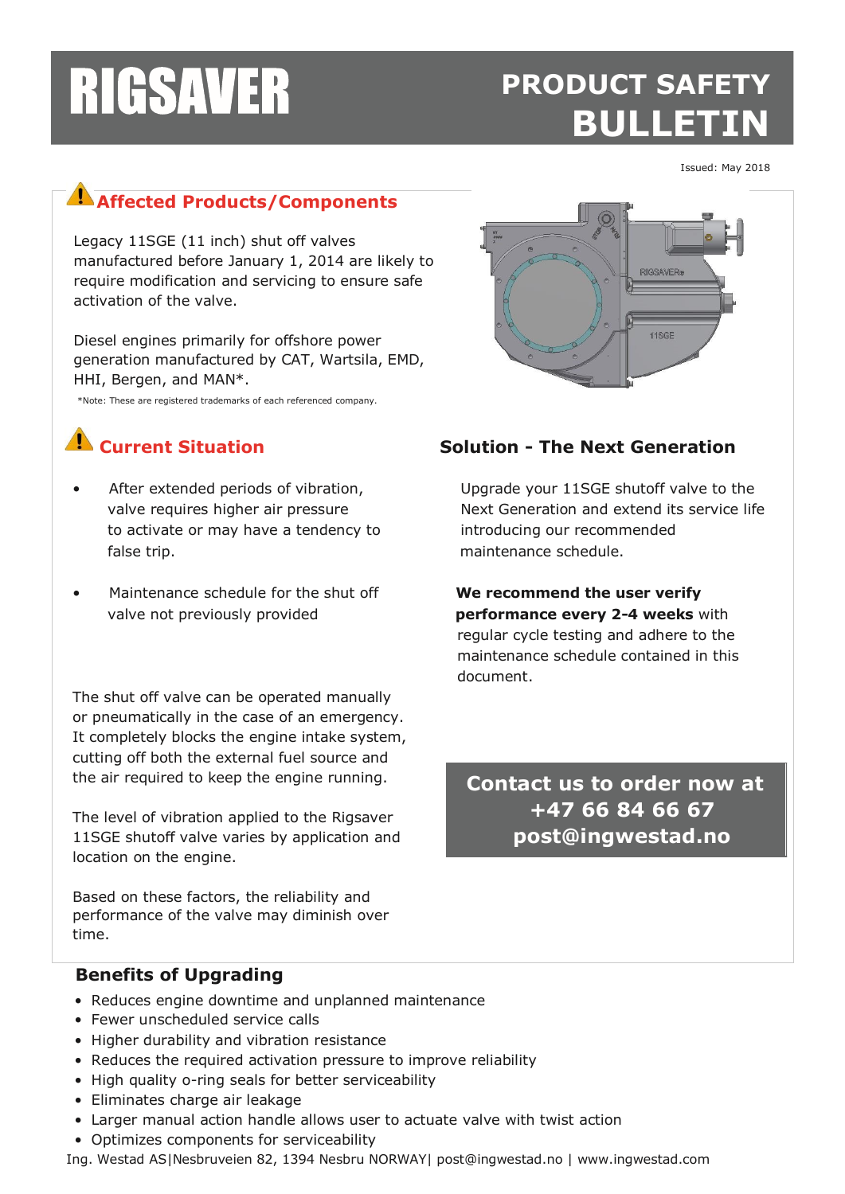# RIGSAVER

# PRODUCT SAFETY BULLETIN

Issued: May 2018

## Affected Products/Components

Legacy 11SGE (11 inch) shut off valves manufactured before January 1, 2014 are likely to require modification and servicing to ensure safe activation of the valve.

Diesel engines primarily for offshore power generation manufactured by CAT, Wartsila, EMD, HHI, Bergen, and MAN*.

*Note: These are registered trademarks of each referenced company.

## Current Situation

- After extended periods of vibration, valve requires higher air pressure to activate or may have a tendency to false trip.
- Maintenance schedule for the shut off valve not previously provided

The shut off valve can be operated manually or pneumatically in the case of an emergency. It completely blocks the engine intake system, cutting off both the external fuel source and the air required to keep the engine running.

The level of vibration applied to the Rigsaver 11SGE shutoff valve varies by application and location on the engine.

Based on these factors, the reliability and performance of the valve may diminish over time.

## Solution - The Next Generation

Upgrade your 11SGE shutoff valve to the Next Generation and extend its service life introducing our recommended maintenance schedule.

**We recommend the user verify performance every 2-4 weeks** with regular cycle testing and adhere to the maintenance schedule contained in this document.

**Contact us to order now at +47 66 84 66 67 post@ingwestad.no**

## Benefits of Upgrading

- Reduces engine downtime and unplanned maintenance
- Fewer unscheduled service calls
- Higher durability and vibration resistance
- Reduces the required activation pressure to improve reliability
- High quality o-ring seals for better serviceability
- Eliminates charge air leakage
- Larger manual action handle allows user to actuate valve with twist action
- Optimizes components for serviceability

Ing. Westad AS|Nesbruveien 82, 1394 Nesbru NORWAY| post@ingwestad.no | www.ingwestad.com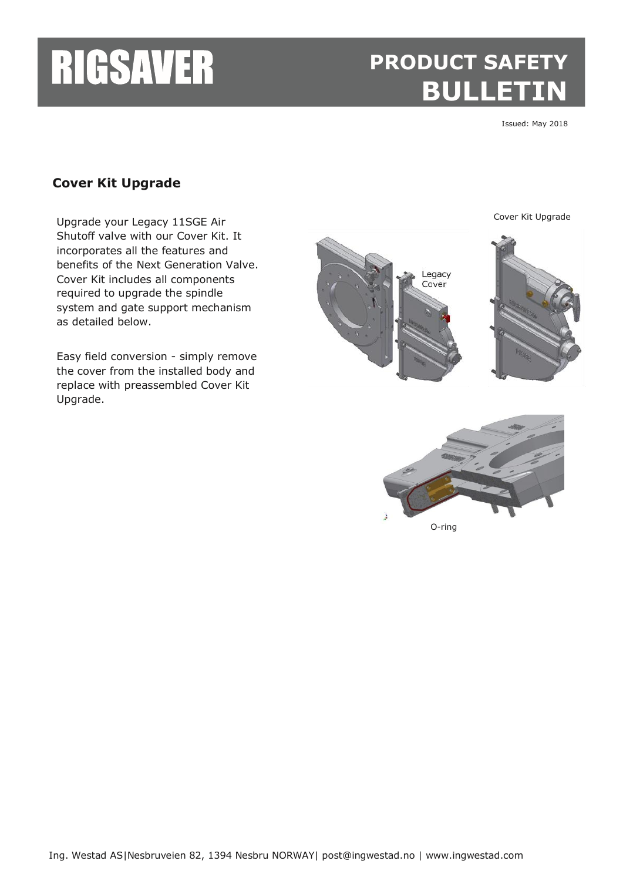# RIGSAVER

## PRODUCT SAFETY BULLETIN

Issued: May 2018

### Cover Kit Upgrade

Upgrade your Legacy 11SGE Air Shutoff valve with our Cover Kit. It incorporates all the features and benefits of the Next Generation Valve. Cover Kit includes all components required to upgrade the spindle system and gate support mechanism as detailed below.

Easy field conversion - simply remove the cover from the installed body and replace with preassembled Cover Kit Upgrade.

Cover Kit Upgrade

Legacy Cover

O-ring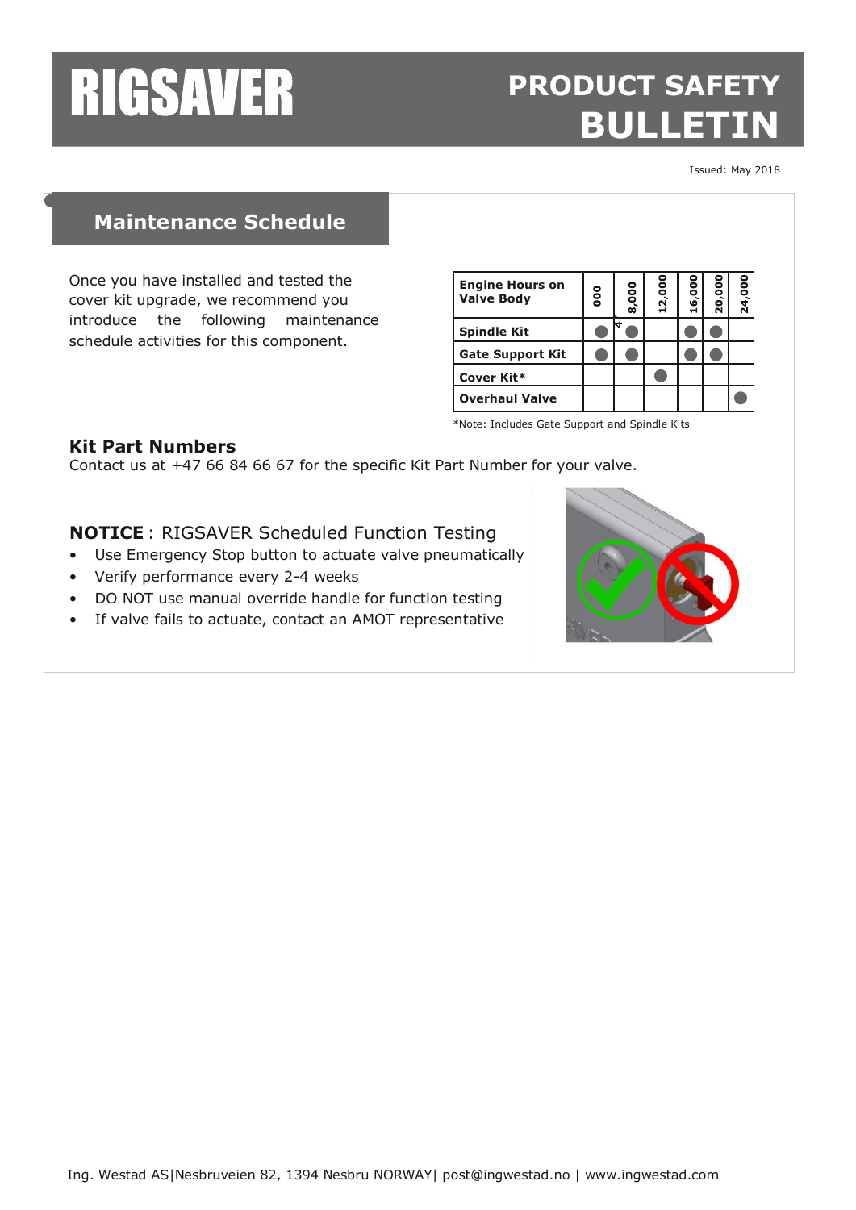# RIGSAVER

## PRODUCT SAFETY BULLETIN

Issued: May 2018

## Maintenance Schedule

Once you have installed and tested the cover kit upgrade, we recommend you introduce the following maintenance schedule activities for this component.

| Engine Hours on Valve Body | 4000 | 8,000 | 12,000 | 16,000 | 20,000 | 24,000 |
|---|---|---|---|---|---|---|
| Spindle Kit | ● | ● | | ● | ● | |
| Gate Support Kit | ● | ● | | ● | ● | |
| Cover Kit* | | | ● | | | |
| Overhaul Valve | | | | | | ● |

*Note: Includes Gate Support and Spindle Kits

### Kit Part Numbers

Contact us at +47 66 84 66 67 for the specific Kit Part Number for your valve.

**NOTICE** : RIGSAVER Scheduled Function Testing

- Use Emergency Stop button to actuate valve pneumatically
- Verify performance every 2-4 weeks
- DO NOT use manual override handle for function testing
- If valve fails to actuate, contact an AMOT representative

Ing. Westad AS|Nesbruveien 82, 1394 Nesbru NORWAY| post@ingwestad.no | www.ingwestad.com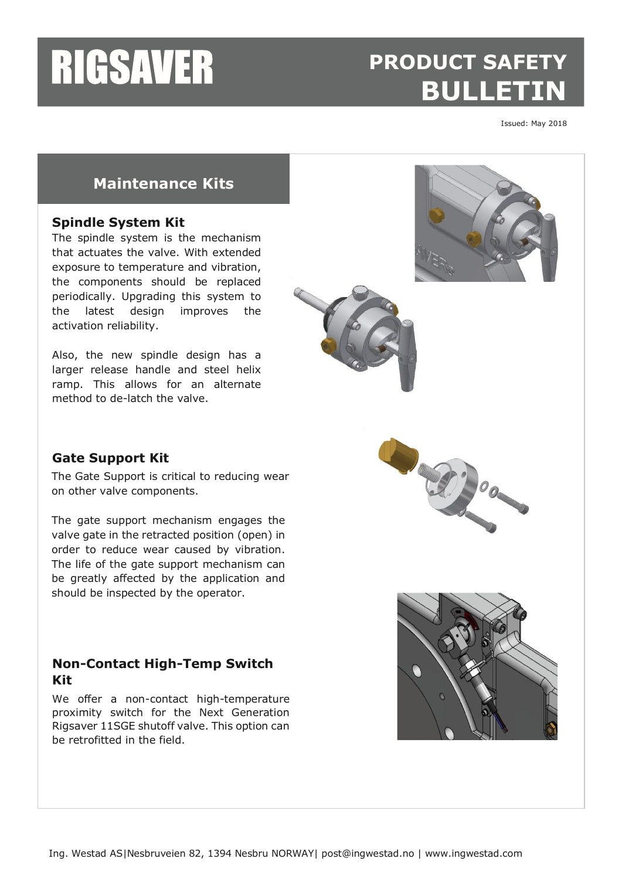# RIGSAVER

# PRODUCT SAFETY BULLETIN

Issued: May 2018

## Maintenance Kits

### Spindle System Kit

The spindle system is the mechanism that actuates the valve. With extended exposure to temperature and vibration, the components should be replaced periodically. Upgrading this system to the latest design improves the activation reliability.

Also, the new spindle design has a larger release handle and steel helix ramp. This allows for an alternate method to de-latch the valve.

### Gate Support Kit

The Gate Support is critical to reducing wear on other valve components.

The gate support mechanism engages the valve gate in the retracted position (open) in order to reduce wear caused by vibration. The life of the gate support mechanism can be greatly affected by the application and should be inspected by the operator.

### Non-Contact High-Temp Switch Kit

We offer a non-contact high-temperature proximity switch for the Next Generation Rigsaver 11SGE shutoff valve. This option can be retrofitted in the field.

Ing. Westad AS|Nesbruveien 82, 1394 Nesbru NORWAY| post@ingwestad.no | www.ingwestad.com